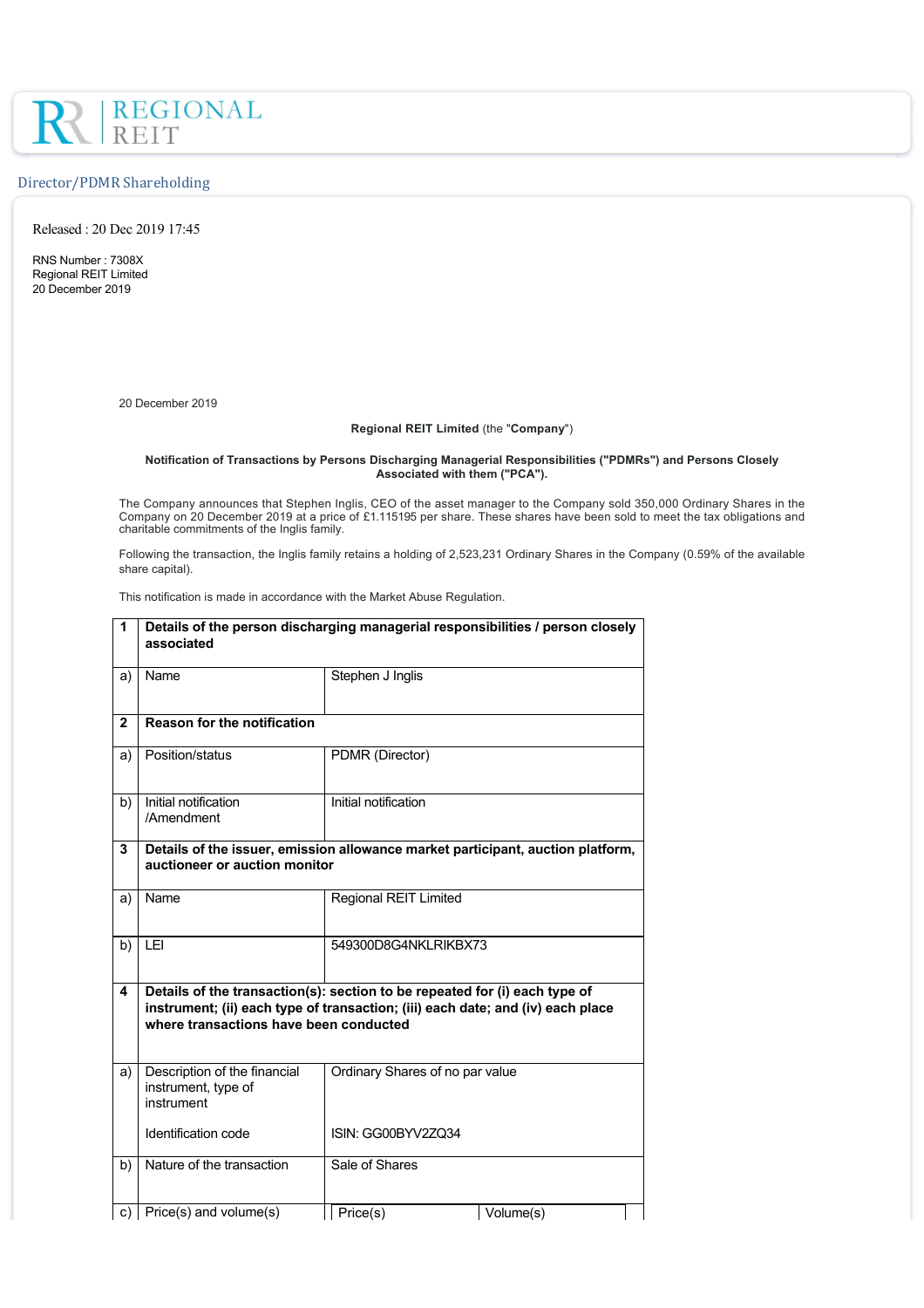REGIONAL REIT

Director/PDMR Shareholding

Released : 20 Dec 2019 17:45

RNS Number : 7308X
Regional REIT Limited
20 December 2019

20 December 2019

**Regional REIT Limited** (the "**Company**")

**Notification of Transactions by Persons Discharging Managerial Responsibilities ("PDMRs") and Persons Closely Associated with them ("PCA").**

The Company announces that Stephen Inglis, CEO of the asset manager to the Company sold 350,000 Ordinary Shares in the Company on 20 December 2019 at a price of £1.115195 per share. These shares have been sold to meet the tax obligations and charitable commitments of the Inglis family.

Following the transaction, the Inglis family retains a holding of 2,523,231 Ordinary Shares in the Company (0.59% of the available share capital).

This notification is made in accordance with the Market Abuse Regulation.

| | | |
|---|---|---|
| **1** | **Details of the person discharging managerial responsibilities / person closely associated** | |
| a) | Name | Stephen J Inglis |
| **2** | **Reason for the notification** | |
| a) | Position/status | PDMR (Director) |
| b) | Initial notification /Amendment | Initial notification |
| **3** | **Details of the issuer, emission allowance market participant, auction platform, auctioneer or auction monitor** | |
| a) | Name | Regional REIT Limited |
| b) | LEI | 549300D8G4NKLRIKBX73 |
| **4** | **Details of the transaction(s): section to be repeated for (i) each type of instrument; (ii) each type of transaction; (iii) each date; and (iv) each place where transactions have been conducted** | |
| a) | Description of the financial instrument, type of instrument<br><br>Identification code | Ordinary Shares of no par value<br><br>ISIN: GG00BYV2ZQ34 |
| b) | Nature of the transaction | Sale of Shares |
| c) | Price(s) and volume(s) | Price(s) \| Volume(s) |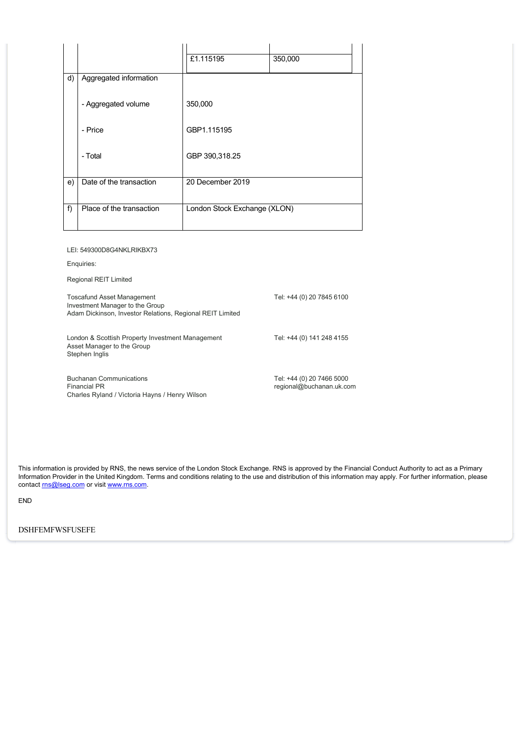| | | | |
|---|---|---|---|
| | | £1.115195 | 350,000 |
| d) | Aggregated information<br><br>- Aggregated volume<br><br>- Price<br><br>- Total | <br><br>350,000<br><br>GBP1.115195<br><br>GBP 390,318.25 | |
| e) | Date of the transaction | 20 December 2019 | |
| f) | Place of the transaction | London Stock Exchange (XLON) | |

LEI: 549300D8G4NKLRIKBX73

Enquiries:

Regional REIT Limited

Toscafund Asset Management
Investment Manager to the Group
Adam Dickinson, Investor Relations, Regional REIT Limited

Tel: +44 (0) 20 7845 6100

London & Scottish Property Investment Management
Asset Manager to the Group
Stephen Inglis

Tel: +44 (0) 141 248 4155

Buchanan Communications
Financial PR
Charles Ryland / Victoria Hayns / Henry Wilson

Tel: +44 (0) 20 7466 5000
regional@buchanan.uk.com

This information is provided by RNS, the news service of the London Stock Exchange. RNS is approved by the Financial Conduct Authority to act as a Primary Information Provider in the United Kingdom. Terms and conditions relating to the use and distribution of this information may apply. For further information, please contact rns@lseg.com or visit www.rns.com.

END

DSHFEMFWSFUSEFE